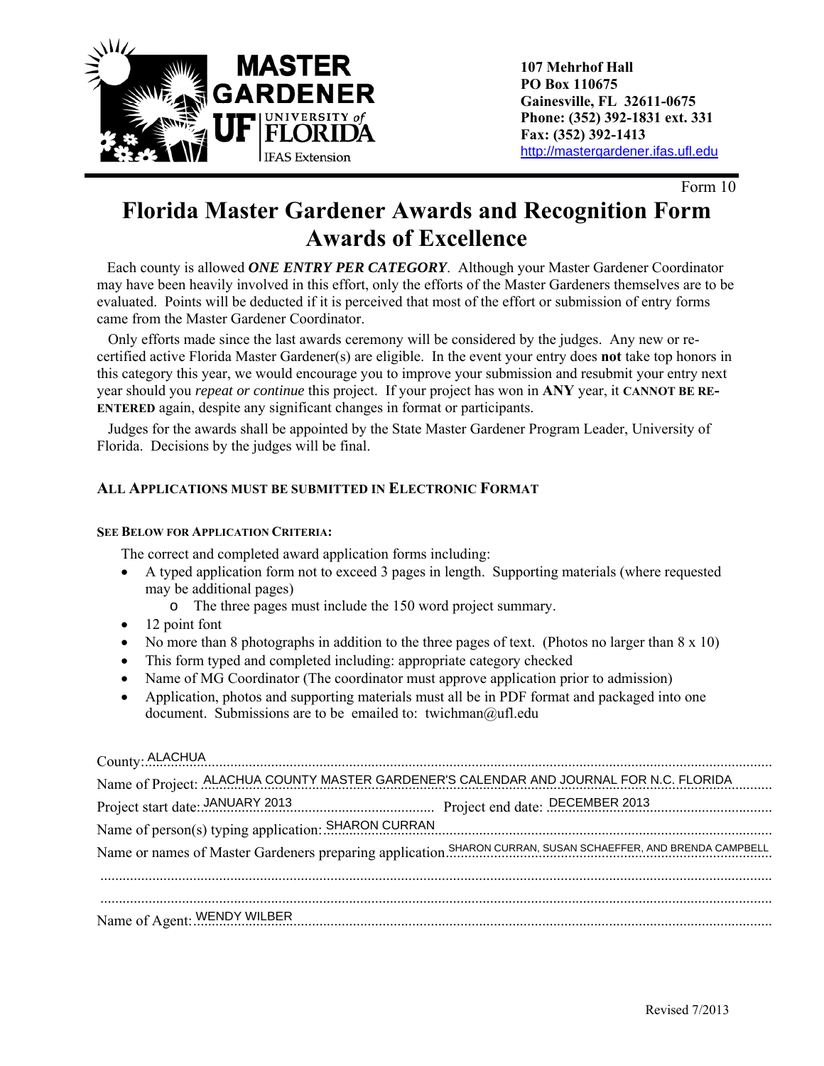**MASTER GARDENER**
**UF | UNIVERSITY of FLORIDA**
IFAS Extension

**107 Mehrhof Hall**
**PO Box 110675**
**Gainesville, FL 32611-0675**
**Phone: (352) 392-1831 ext. 331**
**Fax: (352) 392-1413**
http://mastergardener.ifas.ufl.edu

Form 10

# Florida Master Gardener Awards and Recognition Form
# Awards of Excellence

Each county is allowed ***ONE ENTRY PER CATEGORY***. Although your Master Gardener Coordinator may have been heavily involved in this effort, only the efforts of the Master Gardeners themselves are to be evaluated. Points will be deducted if it is perceived that most of the effort or submission of entry forms came from the Master Gardener Coordinator.

Only efforts made since the last awards ceremony will be considered by the judges. Any new or re-certified active Florida Master Gardener(s) are eligible. In the event your entry does **not** take top honors in this category this year, we would encourage you to improve your submission and resubmit your entry next year should you *repeat or continue* this project. If your project has won in **ANY** year, it **CANNOT BE RE-ENTERED** again, despite any significant changes in format or participants.

Judges for the awards shall be appointed by the State Master Gardener Program Leader, University of Florida. Decisions by the judges will be final.

**ALL APPLICATIONS MUST BE SUBMITTED IN ELECTRONIC FORMAT**

**SEE BELOW FOR APPLICATION CRITERIA:**

The correct and completed award application forms including:

- A typed application form not to exceed 3 pages in length. Supporting materials (where requested may be additional pages)
  - The three pages must include the 150 word project summary.
- 12 point font
- No more than 8 photographs in addition to the three pages of text. (Photos no larger than 8 x 10)
- This form typed and completed including: appropriate category checked
- Name of MG Coordinator (The coordinator must approve application prior to admission)
- Application, photos and supporting materials must all be in PDF format and packaged into one document. Submissions are to be emailed to: twichman@ufl.edu

County: ALACHUA

Name of Project: ALACHUA COUNTY MASTER GARDENER'S CALENDAR AND JOURNAL FOR N.C. FLORIDA

Project start date: JANUARY 2013 Project end date: DECEMBER 2013

Name of person(s) typing application: SHARON CURRAN

Name or names of Master Gardeners preparing application: SHARON CURRAN, SUSAN SCHAEFFER, AND BRENDA CAMPBELL

Name of Agent: WENDY WILBER

Revised 7/2013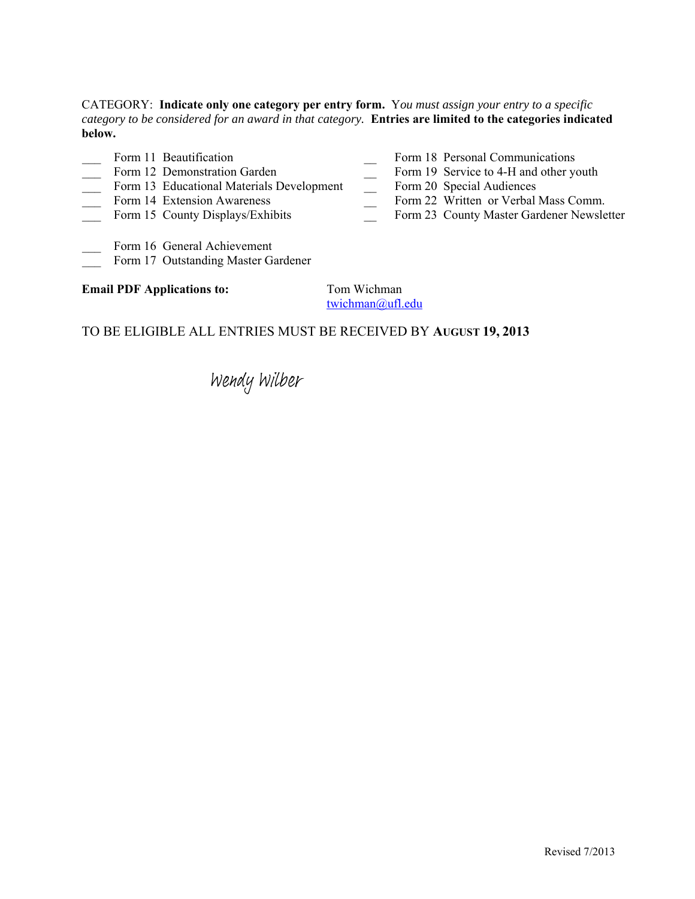CATEGORY: **Indicate only one category per entry form.** Y*ou must assign your entry to a specific category to be considered for an award in that category.* **Entries are limited to the categories indicated below.**

___ Form 11 Beautification
___ Form 12 Demonstration Garden
___ Form 13 Educational Materials Development
___ Form 14 Extension Awareness
___ Form 15 County Displays/Exhibits

__ Form 18 Personal Communications
__ Form 19 Service to 4-H and other youth
__ Form 20 Special Audiences
__ Form 22 Written or Verbal Mass Comm.
__ Form 23 County Master Gardener Newsletter

___ Form 16 General Achievement
___ Form 17 Outstanding Master Gardener

**Email PDF Applications to:** Tom Wichman
twichman@ufl.edu

TO BE ELIGIBLE ALL ENTRIES MUST BE RECEIVED BY **AUGUST 19, 2013**

Wendy Wilber

Revised 7/2013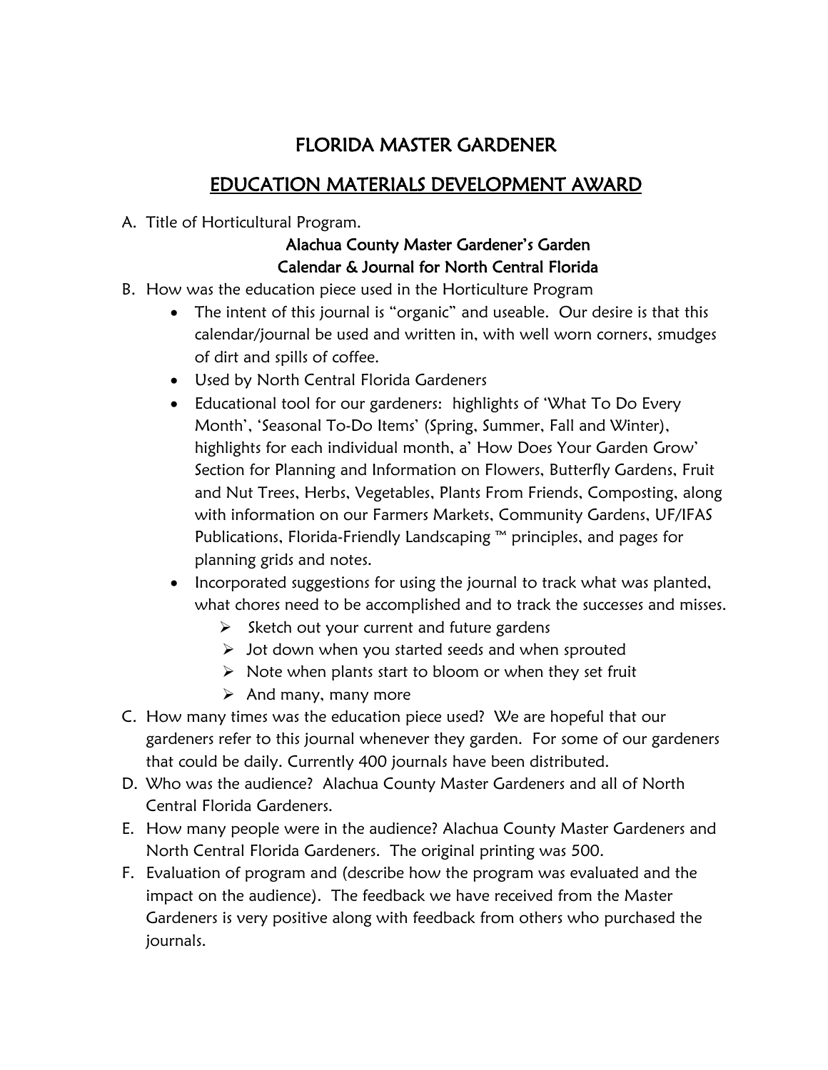# FLORIDA MASTER GARDENER

## EDUCATION MATERIALS DEVELOPMENT AWARD

A. Title of Horticultural Program.

**Alachua County Master Gardener's Garden**
**Calendar & Journal for North Central Florida**

B. How was the education piece used in the Horticulture Program

- The intent of this journal is "organic" and useable. Our desire is that this calendar/journal be used and written in, with well worn corners, smudges of dirt and spills of coffee.
- Used by North Central Florida Gardeners
- Educational tool for our gardeners: highlights of 'What To Do Every Month', 'Seasonal To-Do Items' (Spring, Summer, Fall and Winter), highlights for each individual month, a' How Does Your Garden Grow' Section for Planning and Information on Flowers, Butterfly Gardens, Fruit and Nut Trees, Herbs, Vegetables, Plants From Friends, Composting, along with information on our Farmers Markets, Community Gardens, UF/IFAS Publications, Florida-Friendly Landscaping ™ principles, and pages for planning grids and notes.
- Incorporated suggestions for using the journal to track what was planted, what chores need to be accomplished and to track the successes and misses.
  - Sketch out your current and future gardens
  - Jot down when you started seeds and when sprouted
  - Note when plants start to bloom or when they set fruit
  - And many, many more

C. How many times was the education piece used? We are hopeful that our gardeners refer to this journal whenever they garden. For some of our gardeners that could be daily. Currently 400 journals have been distributed.

D. Who was the audience? Alachua County Master Gardeners and all of North Central Florida Gardeners.

E. How many people were in the audience? Alachua County Master Gardeners and North Central Florida Gardeners. The original printing was 500.

F. Evaluation of program and (describe how the program was evaluated and the impact on the audience). The feedback we have received from the Master Gardeners is very positive along with feedback from others who purchased the journals.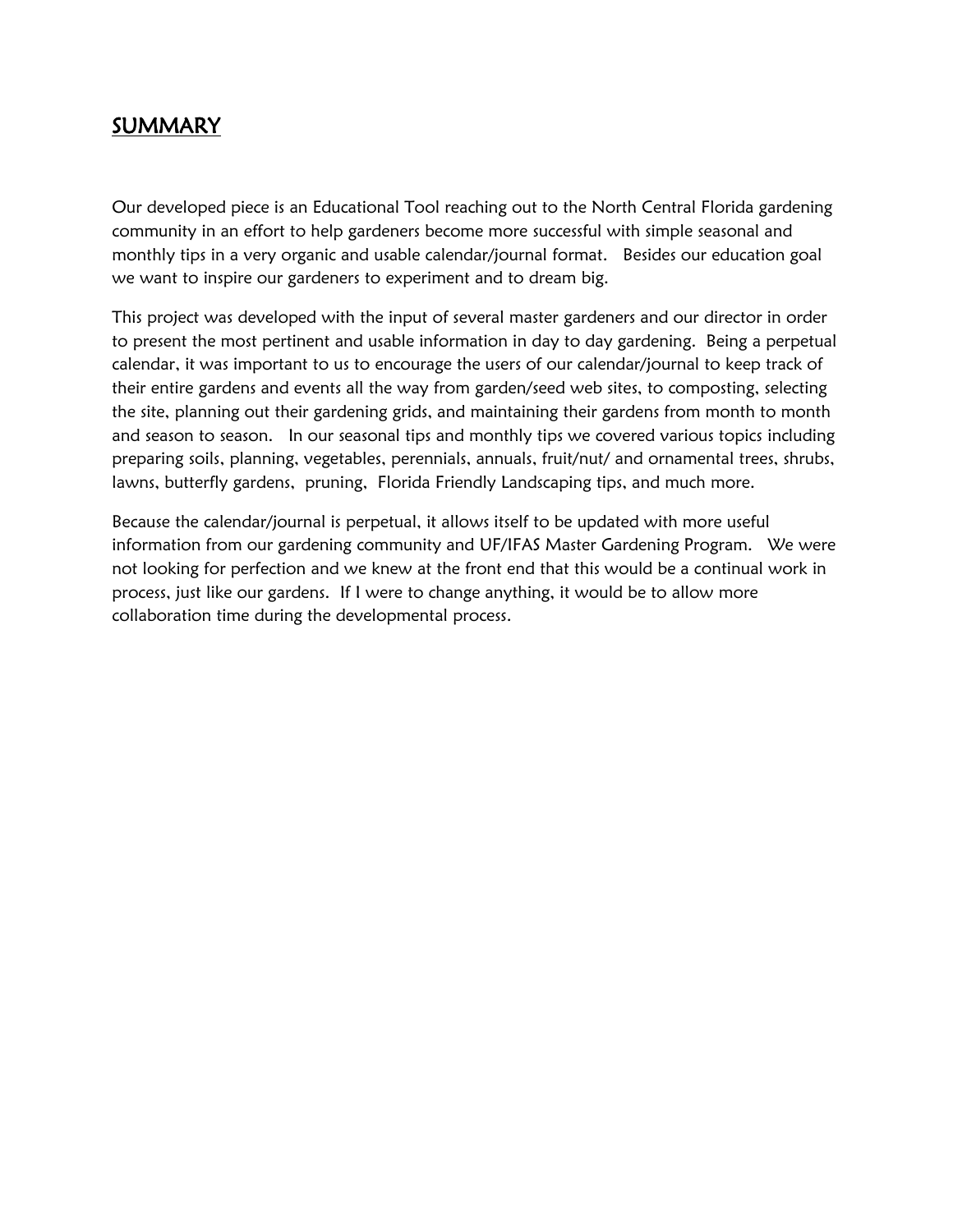## <u>SUMMARY</u>

Our developed piece is an Educational Tool reaching out to the North Central Florida gardening community in an effort to help gardeners become more successful with simple seasonal and monthly tips in a very organic and usable calendar/journal format. Besides our education goal we want to inspire our gardeners to experiment and to dream big.

This project was developed with the input of several master gardeners and our director in order to present the most pertinent and usable information in day to day gardening. Being a perpetual calendar, it was important to us to encourage the users of our calendar/journal to keep track of their entire gardens and events all the way from garden/seed web sites, to composting, selecting the site, planning out their gardening grids, and maintaining their gardens from month to month and season to season. In our seasonal tips and monthly tips we covered various topics including preparing soils, planning, vegetables, perennials, annuals, fruit/nut/ and ornamental trees, shrubs, lawns, butterfly gardens, pruning, Florida Friendly Landscaping tips, and much more.

Because the calendar/journal is perpetual, it allows itself to be updated with more useful information from our gardening community and UF/IFAS Master Gardening Program. We were not looking for perfection and we knew at the front end that this would be a continual work in process, just like our gardens. If I were to change anything, it would be to allow more collaboration time during the developmental process.